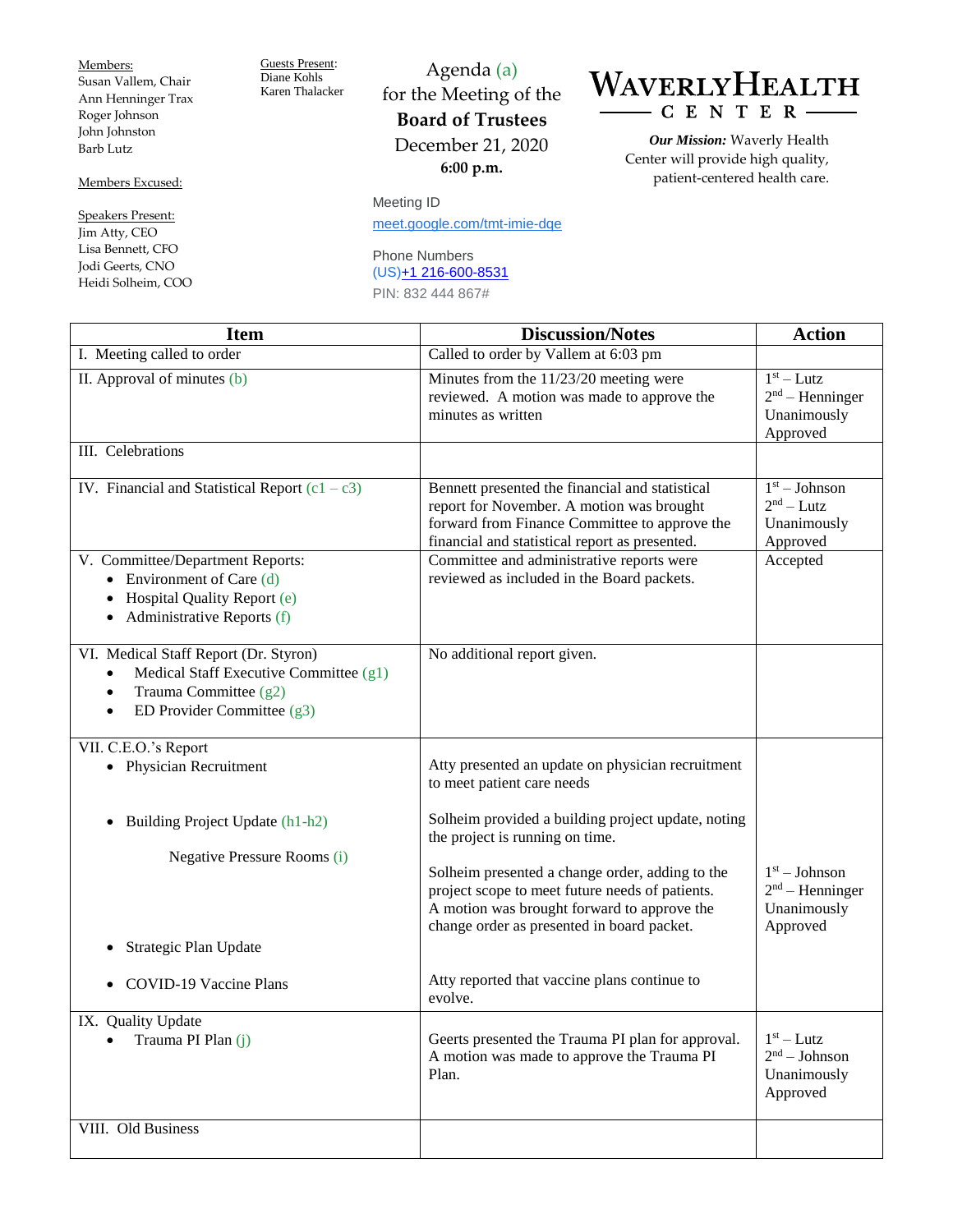Members:
Susan Vallem, Chair
Ann Henninger Trax
Roger Johnson
John Johnston
Barb Lutz

Members Excused:

Speakers Present:
Jim Atty, CEO
Lisa Bennett, CFO
Jodi Geerts, CNO
Heidi Solheim, COO

Guests Present:
Diane Kohls
Karen Thalacker

Agenda (a)
for the Meeting of the
**Board of Trustees**
December 21, 2020
**6:00 p.m.**

Meeting ID
meet.google.com/tmt-imie-dqe

Phone Numbers
(US)+1 216-600-8531
PIN: 832 444 867#

**WAVERLY HEALTH CENTER**

***Our Mission:*** Waverly Health Center will provide high quality, patient-centered health care.

| Item | Discussion/Notes | Action |
|---|---|---|
| I. Meeting called to order | Called to order by Vallem at 6:03 pm | |
| II. Approval of minutes (b) | Minutes from the 11/23/20 meeting were reviewed. A motion was made to approve the minutes as written | 1st – Lutz<br>2nd – Henninger<br>Unanimously Approved |
| III. Celebrations | | |
| IV. Financial and Statistical Report (c1 – c3) | Bennett presented the financial and statistical report for November. A motion was brought forward from Finance Committee to approve the financial and statistical report as presented. | 1st – Johnson<br>2nd – Lutz<br>Unanimously Approved |
| V. Committee/Department Reports:<br>• Environment of Care (d)<br>• Hospital Quality Report (e)<br>• Administrative Reports (f) | Committee and administrative reports were reviewed as included in the Board packets. | Accepted |
| VI. Medical Staff Report (Dr. Styron)<br>• Medical Staff Executive Committee (g1)<br>• Trauma Committee (g2)<br>• ED Provider Committee (g3) | No additional report given. | |
| VII. C.E.O.'s Report<br>• Physician Recruitment | Atty presented an update on physician recruitment to meet patient care needs | |
| • Building Project Update (h1-h2) | Solheim provided a building project update, noting the project is running on time. | |
| Negative Pressure Rooms (i) | Solheim presented a change order, adding to the project scope to meet future needs of patients. A motion was brought forward to approve the change order as presented in board packet. | 1st – Johnson<br>2nd – Henninger<br>Unanimously Approved |
| • Strategic Plan Update | | |
| • COVID-19 Vaccine Plans | Atty reported that vaccine plans continue to evolve. | |
| IX. Quality Update<br>• Trauma PI Plan (j) | Geerts presented the Trauma PI plan for approval. A motion was made to approve the Trauma PI Plan. | 1st – Lutz<br>2nd – Johnson<br>Unanimously Approved |
| VIII. Old Business | | |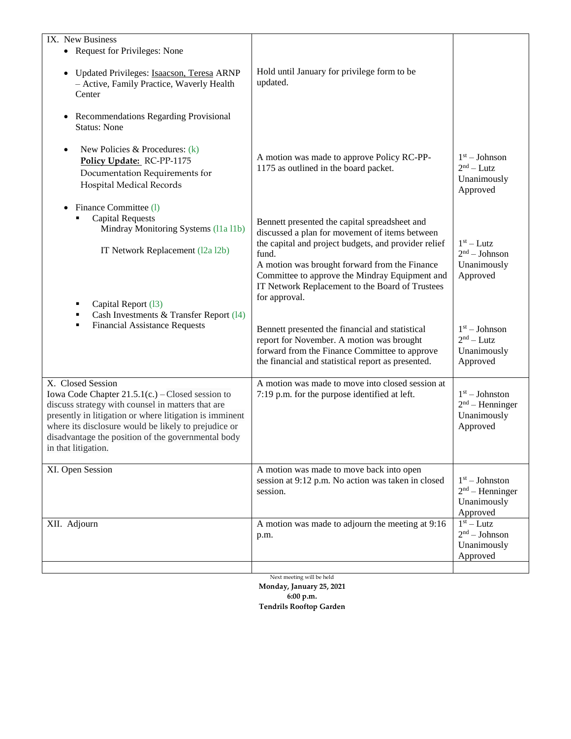| | | |
|---|---|---|
| IX. New Business<br>• Request for Privileges: None<br><br>• Updated Privileges: Isaacson, Teresa ARNP – Active, Family Practice, Waverly Health Center<br><br>• Recommendations Regarding Provisional Status: None<br><br>• New Policies & Procedures: (k)<br>**Policy Update:** RC-PP-1175 Documentation Requirements for Hospital Medical Records<br><br>• Finance Committee (l)<br>▪ Capital Requests<br>Mindray Monitoring Systems (l1a l1b)<br><br>IT Network Replacement (l2a l2b)<br><br>▪ Capital Report (l3)<br>▪ Cash Investments & Transfer Report (l4)<br>▪ Financial Assistance Requests | Hold until January for privilege form to be updated.<br><br>A motion was made to approve Policy RC-PP-1175 as outlined in the board packet.<br><br>Bennett presented the capital spreadsheet and discussed a plan for movement of items between the capital and project budgets, and provider relief fund.<br>A motion was brought forward from the Finance Committee to approve the Mindray Equipment and IT Network Replacement to the Board of Trustees for approval.<br><br>Bennett presented the financial and statistical report for November. A motion was brought forward from the Finance Committee to approve the financial and statistical report as presented. | 1st – Johnson<br>2nd – Lutz<br>Unanimously Approved<br><br>1st – Lutz<br>2nd – Johnson<br>Unanimously Approved<br><br>1st – Johnson<br>2nd – Lutz<br>Unanimously Approved |
| X. Closed Session<br>Iowa Code Chapter 21.5.1(c.) – Closed session to discuss strategy with counsel in matters that are presently in litigation or where litigation is imminent where its disclosure would be likely to prejudice or disadvantage the position of the governmental body in that litigation. | A motion was made to move into closed session at 7:19 p.m. for the purpose identified at left. | 1st – Johnston<br>2nd – Henninger<br>Unanimously Approved |
| XI. Open Session | A motion was made to move back into open session at 9:12 p.m. No action was taken in closed session. | 1st – Johnston<br>2nd – Henninger<br>Unanimously Approved |
| XII. Adjourn | A motion was made to adjourn the meeting at 9:16 p.m. | 1st – Lutz<br>2nd – Johnson<br>Unanimously Approved |
| | | |

Next meeting will be held
**Monday, January 25, 2021**
**6:00 p.m.**
**Tendrils Rooftop Garden**